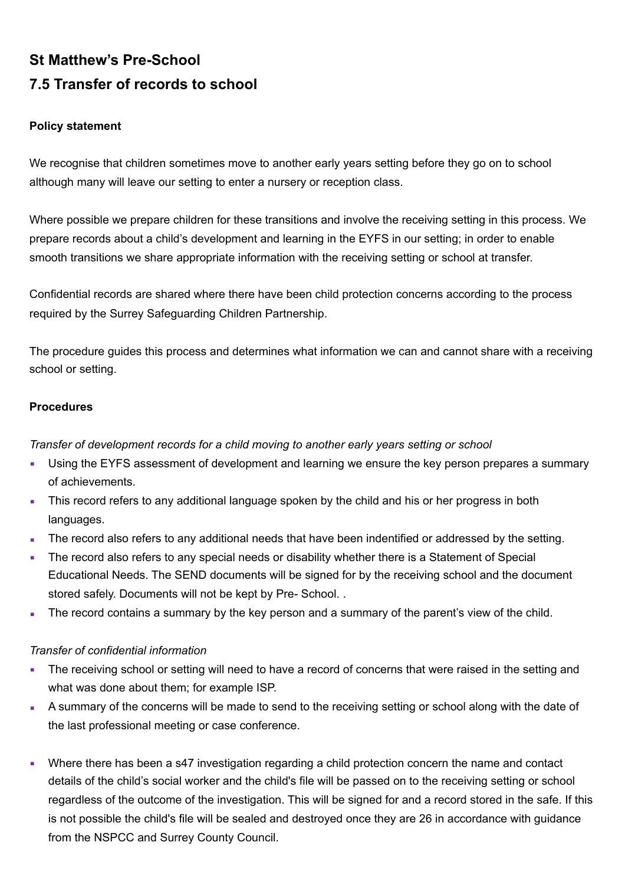## St Matthew’s Pre-School

## 7.5 Transfer of records to school

**Policy statement**

We recognise that children sometimes move to another early years setting before they go on to school although many will leave our setting to enter a nursery or reception class.

Where possible we prepare children for these transitions and involve the receiving setting in this process. We prepare records about a child’s development and learning in the EYFS in our setting; in order to enable smooth transitions we share appropriate information with the receiving setting or school at transfer.

Confidential records are shared where there have been child protection concerns according to the process required by the Surrey Safeguarding Children Partnership.

The procedure guides this process and determines what information we can and cannot share with a receiving school or setting.

**Procedures**

*Transfer of development records for a child moving to another early years setting or school*

- Using the EYFS assessment of development and learning we ensure the key person prepares a summary of achievements.
- This record refers to any additional language spoken by the child and his or her progress in both languages.
- The record also refers to any additional needs that have been indentified or addressed by the setting.
- The record also refers to any special needs or disability whether there is a Statement of Special Educational Needs. The SEND documents will be signed for by the receiving school and the document stored safely. Documents will not be kept by Pre- School. .
- The record contains a summary by the key person and a summary of the parent’s view of the child.

*Transfer of confidential information*

- The receiving school or setting will need to have a record of concerns that were raised in the setting and what was done about them; for example ISP.
- A summary of the concerns will be made to send to the receiving setting or school along with the date of the last professional meeting or case conference.

- Where there has been a s47 investigation regarding a child protection concern the name and contact details of the child’s social worker and the child's file will be passed on to the receiving setting or school regardless of the outcome of the investigation. This will be signed for and a record stored in the safe. If this is not possible the child's file will be sealed and destroyed once they are 26 in accordance with guidance from the NSPCC and Surrey County Council.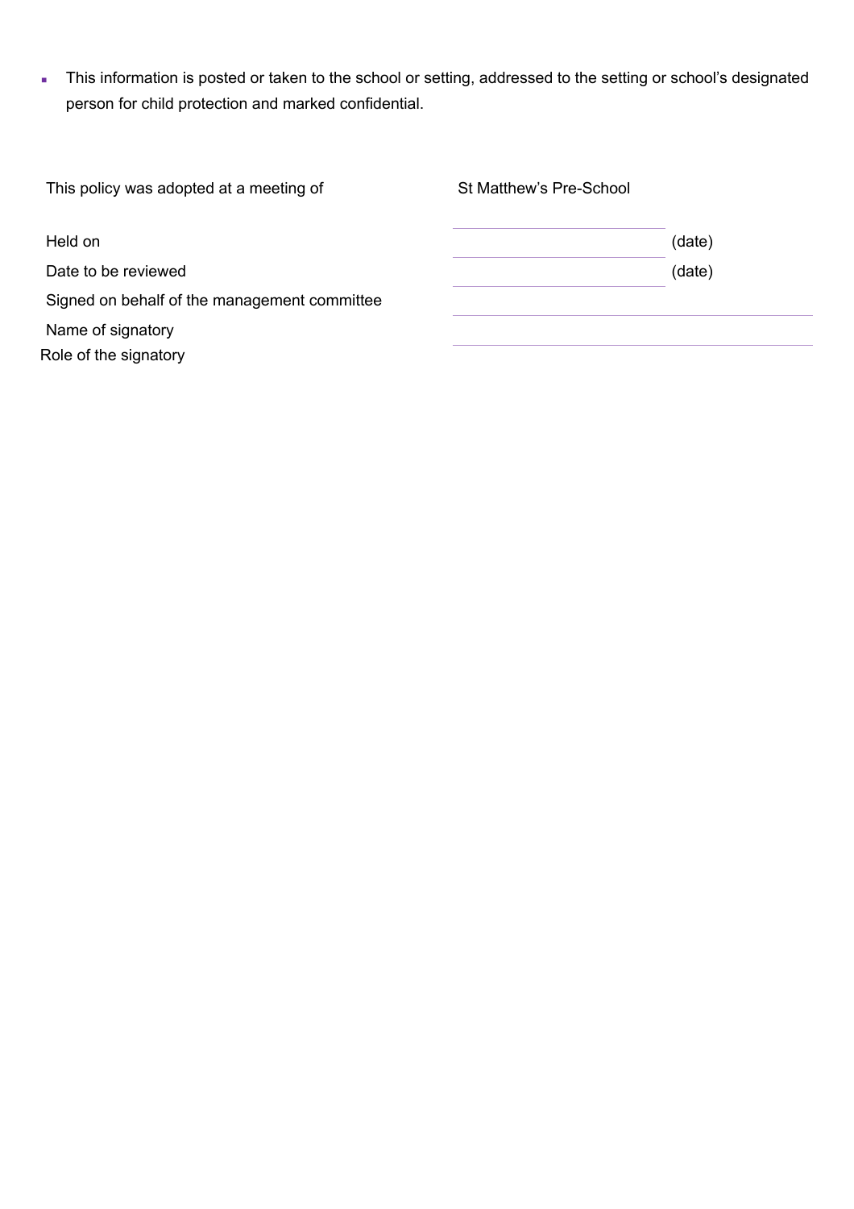- This information is posted or taken to the school or setting, addressed to the setting or school's designated person for child protection and marked confidential.

| | | |
|---|---|---|
| This policy was adopted at a meeting of | St Matthew's Pre-School | |
| Held on | | (date) |
| Date to be reviewed | | (date) |
| Signed on behalf of the management committee | | |
| Name of signatory | | |
| Role of the signatory | | |